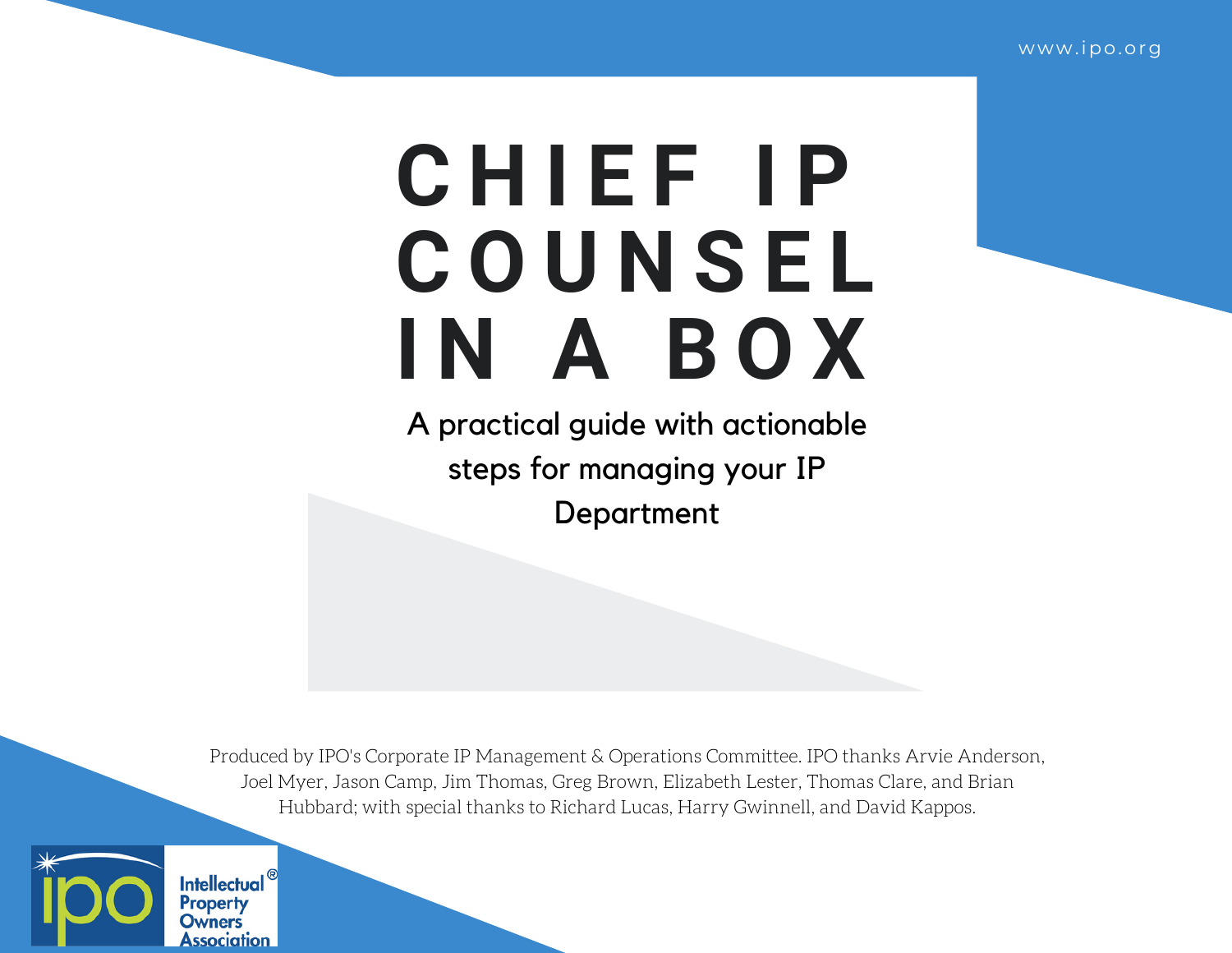www.ipo.org

# CHIEF IP COUNSEL IN A BOX

## A practical guide with actionable steps for managing your IP Department

Produced by IPO's Corporate IP Management & Operations Committee. IPO thanks Arvie Anderson, Joel Myer, Jason Camp, Jim Thomas, Greg Brown, Elizabeth Lester, Thomas Clare, and Brian Hubbard; with special thanks to Richard Lucas, Harry Gwinnell, and David Kappos.

Intellectual Property Owners Association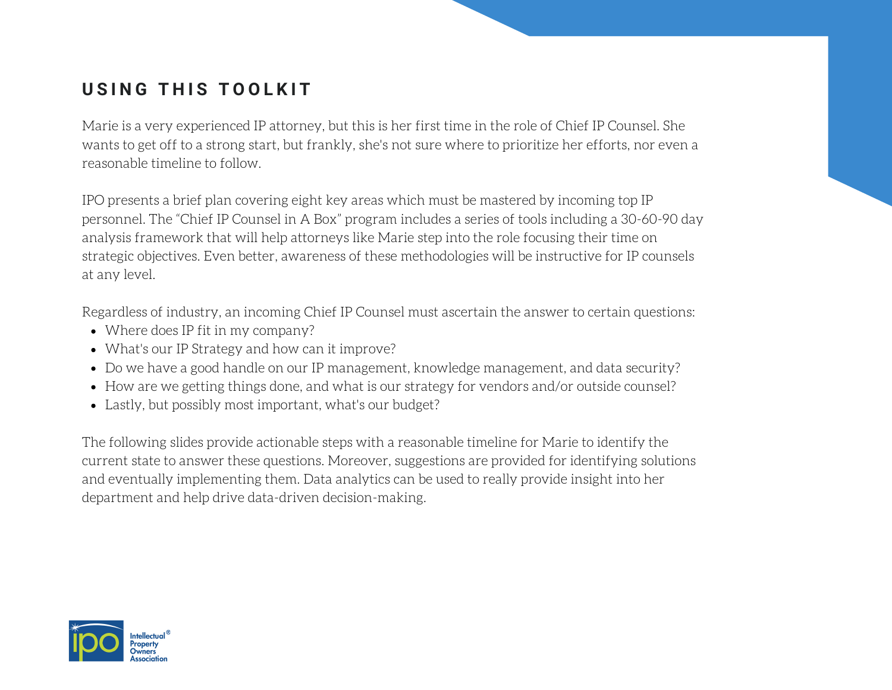## USING THIS TOOLKIT

Marie is a very experienced IP attorney, but this is her first time in the role of Chief IP Counsel. She wants to get off to a strong start, but frankly, she's not sure where to prioritize her efforts, nor even a reasonable timeline to follow.

IPO presents a brief plan covering eight key areas which must be mastered by incoming top IP personnel. The "Chief IP Counsel in A Box" program includes a series of tools including a 30-60-90 day analysis framework that will help attorneys like Marie step into the role focusing their time on strategic objectives. Even better, awareness of these methodologies will be instructive for IP counsels at any level.

Regardless of industry, an incoming Chief IP Counsel must ascertain the answer to certain questions:

- Where does IP fit in my company?
- What's our IP Strategy and how can it improve?
- Do we have a good handle on our IP management, knowledge management, and data security?
- How are we getting things done, and what is our strategy for vendors and/or outside counsel?
- Lastly, but possibly most important, what's our budget?

The following slides provide actionable steps with a reasonable timeline for Marie to identify the current state to answer these questions. Moreover, suggestions are provided for identifying solutions and eventually implementing them. Data analytics can be used to really provide insight into her department and help drive data-driven decision-making.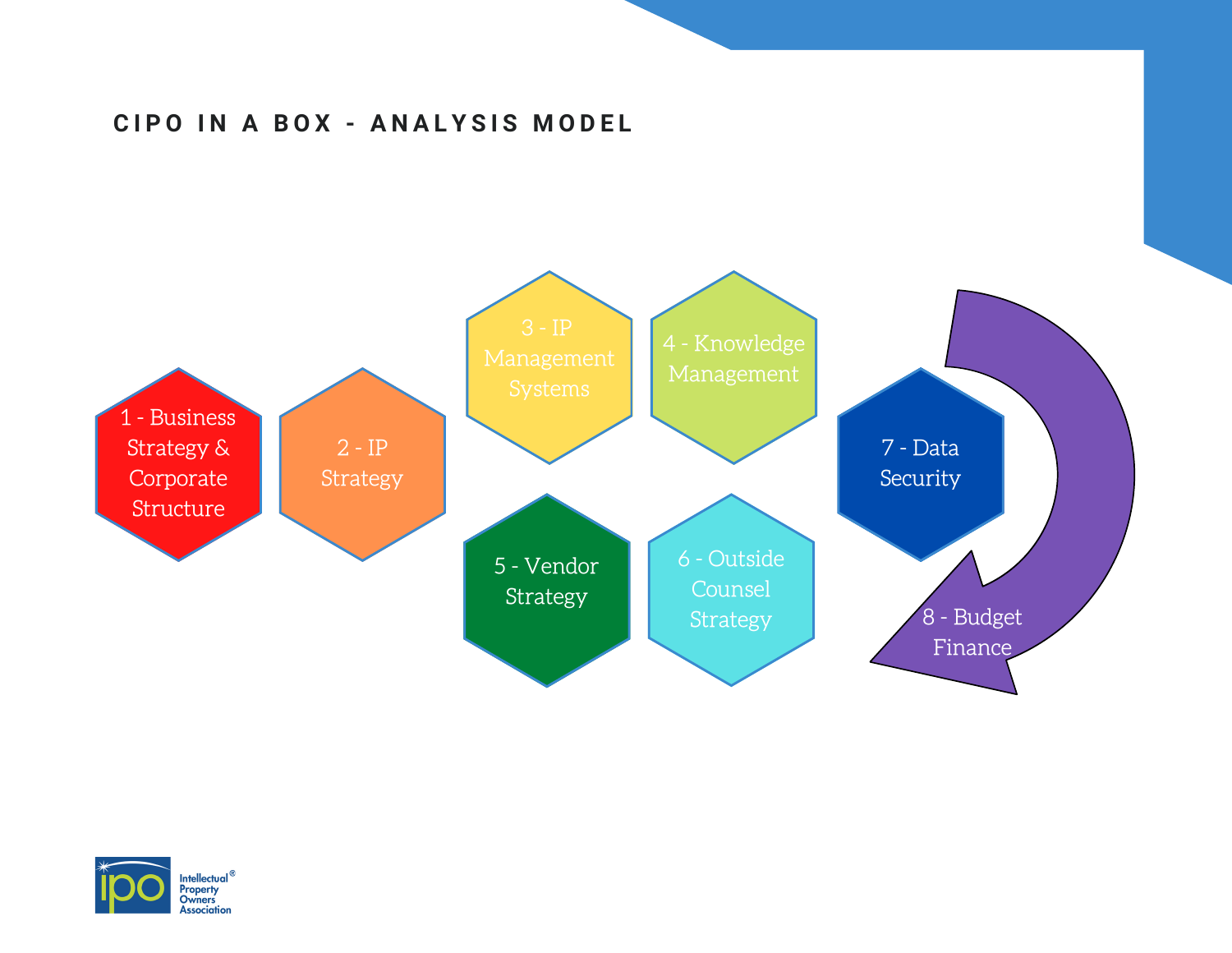# CIPO IN A BOX - ANALYSIS MODEL

1 - Business Strategy & Corporate Structure

2 - IP Strategy

3 - IP Management Systems

4 - Knowledge Management

5 - Vendor Strategy

6 - Outside Counsel Strategy

7 - Data Security

8 - Budget Finance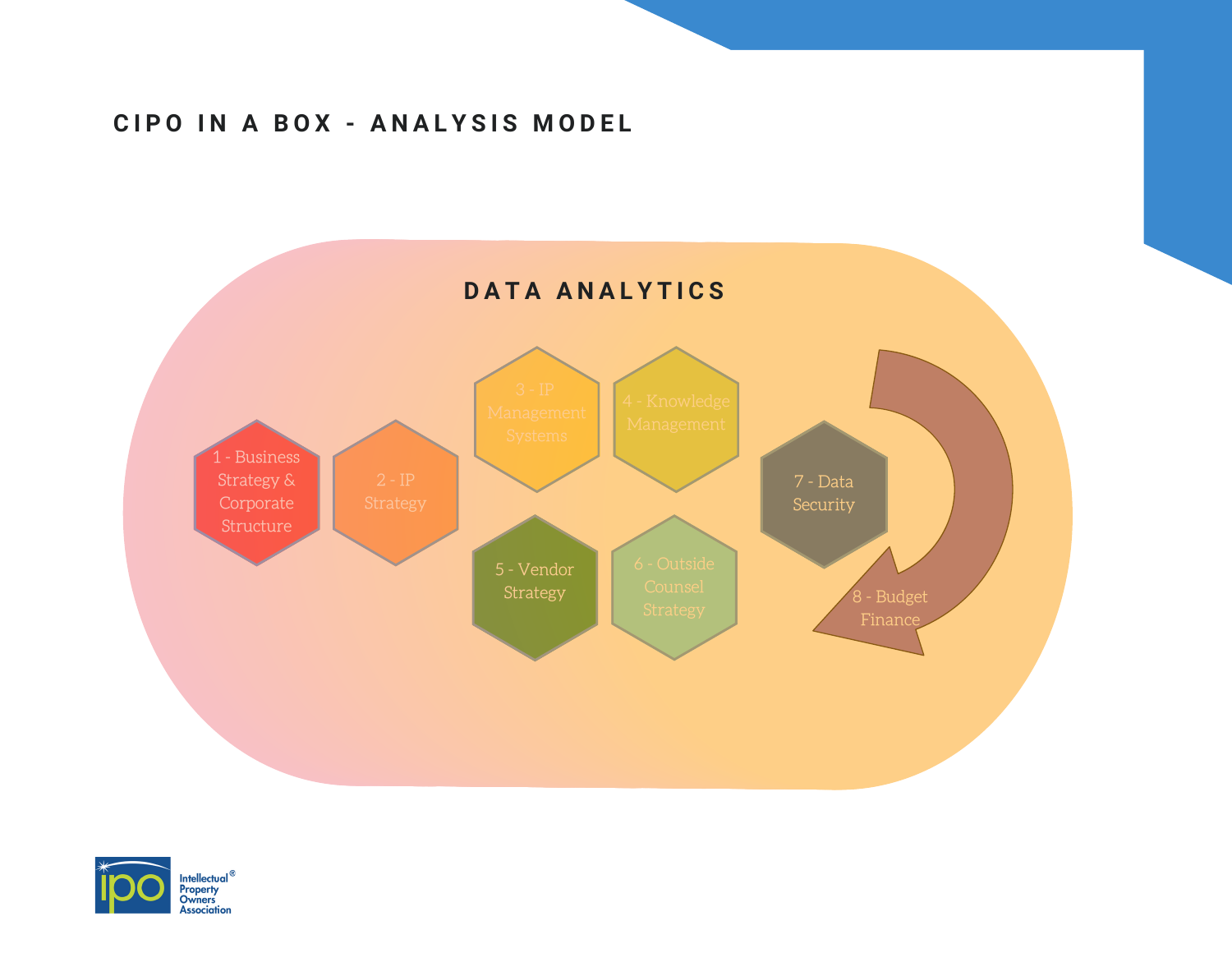# CIPO IN A BOX - ANALYSIS MODEL

## DATA ANALYTICS

- 1 - Business Strategy & Corporate Structure
- 2 - IP Strategy
- 3 - IP Management Systems
- 4 - Knowledge Management
- 5 - Vendor Strategy
- 6 - Outside Counsel Strategy
- 7 - Data Security
- 8 - Budget Finance

Intellectual Property Owners Association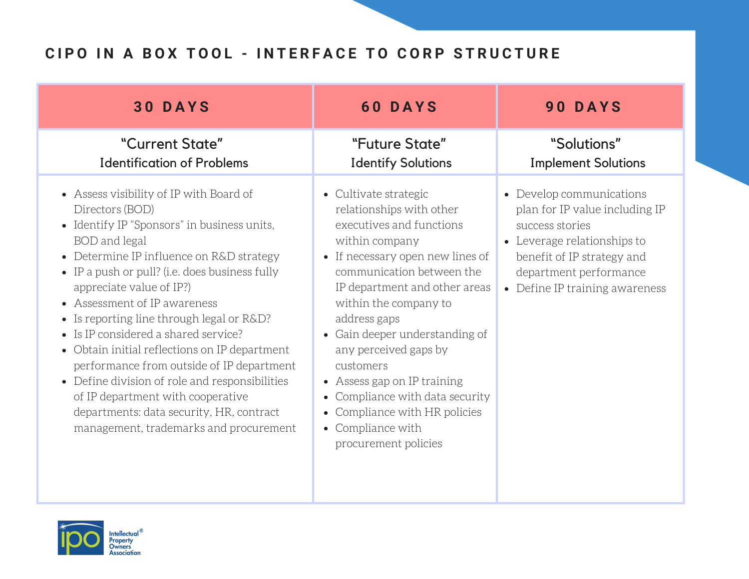# CIPO IN A BOX TOOL - INTERFACE TO CORP STRUCTURE

| 30 DAYS | 60 DAYS | 90 DAYS |
|---|---|---|
| **"Current State"** Identification of Problems | **"Future State"** Identify Solutions | **"Solutions"** Implement Solutions |
| • Assess visibility of IP with Board of Directors (BOD)<br>• Identify IP "Sponsors" in business units, BOD and legal<br>• Determine IP influence on R&D strategy<br>• IP a push or pull? (i.e. does business fully appreciate value of IP?)<br>• Assessment of IP awareness<br>• Is reporting line through legal or R&D?<br>• Is IP considered a shared service?<br>• Obtain initial reflections on IP department performance from outside of IP department<br>• Define division of role and responsibilities of IP department with cooperative departments: data security, HR, contract management, trademarks and procurement | • Cultivate strategic relationships with other executives and functions within company<br>• If necessary open new lines of communication between the IP department and other areas within the company to address gaps<br>• Gain deeper understanding of any perceived gaps by customers<br>• Assess gap on IP training<br>• Compliance with data security<br>• Compliance with HR policies<br>• Compliance with procurement policies | • Develop communications plan for IP value including IP success stories<br>• Leverage relationships to benefit of IP strategy and department performance<br>• Define IP training awareness |

Intellectual Property Owners Association®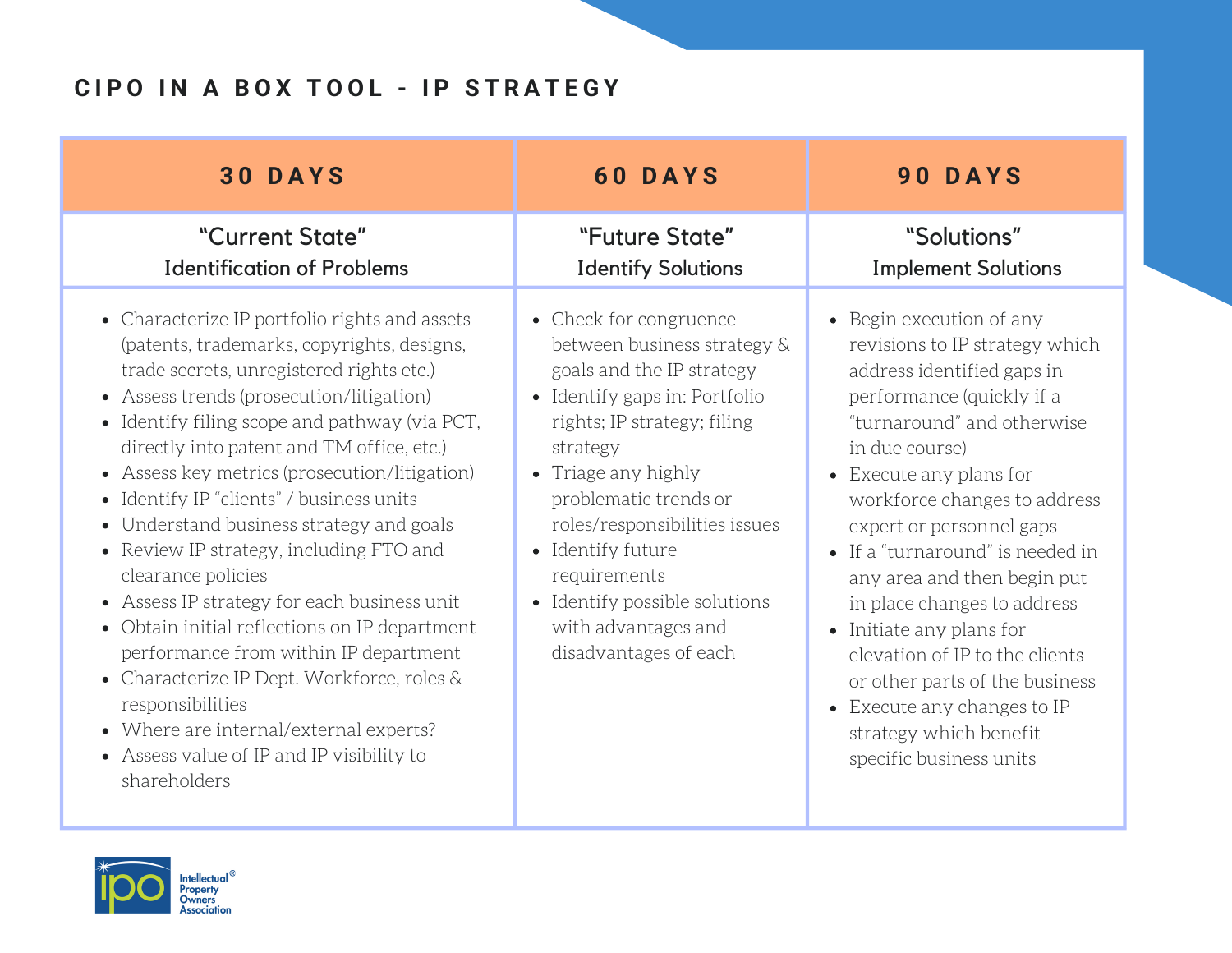# CIPO IN A BOX TOOL - IP STRATEGY

| 30 DAYS | 60 DAYS | 90 DAYS |
|---|---|---|
| "Current State"<br>Identification of Problems | "Future State"<br>Identify Solutions | "Solutions"<br>Implement Solutions |
| • Characterize IP portfolio rights and assets (patents, trademarks, copyrights, designs, trade secrets, unregistered rights etc.)<br>• Assess trends (prosecution/litigation)<br>• Identify filing scope and pathway (via PCT, directly into patent and TM office, etc.)<br>• Assess key metrics (prosecution/litigation)<br>• Identify IP "clients" / business units<br>• Understand business strategy and goals<br>• Review IP strategy, including FTO and clearance policies<br>• Assess IP strategy for each business unit<br>• Obtain initial reflections on IP department performance from within IP department<br>• Characterize IP Dept. Workforce, roles & responsibilities<br>• Where are internal/external experts?<br>• Assess value of IP and IP visibility to shareholders | • Check for congruence between business strategy & goals and the IP strategy<br>• Identify gaps in: Portfolio rights; IP strategy; filing strategy<br>• Triage any highly problematic trends or roles/responsibilities issues<br>• Identify future requirements<br>• Identify possible solutions with advantages and disadvantages of each | • Begin execution of any revisions to IP strategy which address identified gaps in performance (quickly if a "turnaround" and otherwise in due course)<br>• Execute any plans for workforce changes to address expert or personnel gaps<br>• If a "turnaround" is needed in any area and then begin put in place changes to address<br>• Initiate any plans for elevation of IP to the clients or other parts of the business<br>• Execute any changes to IP strategy which benefit specific business units |

Intellectual Property Owners Association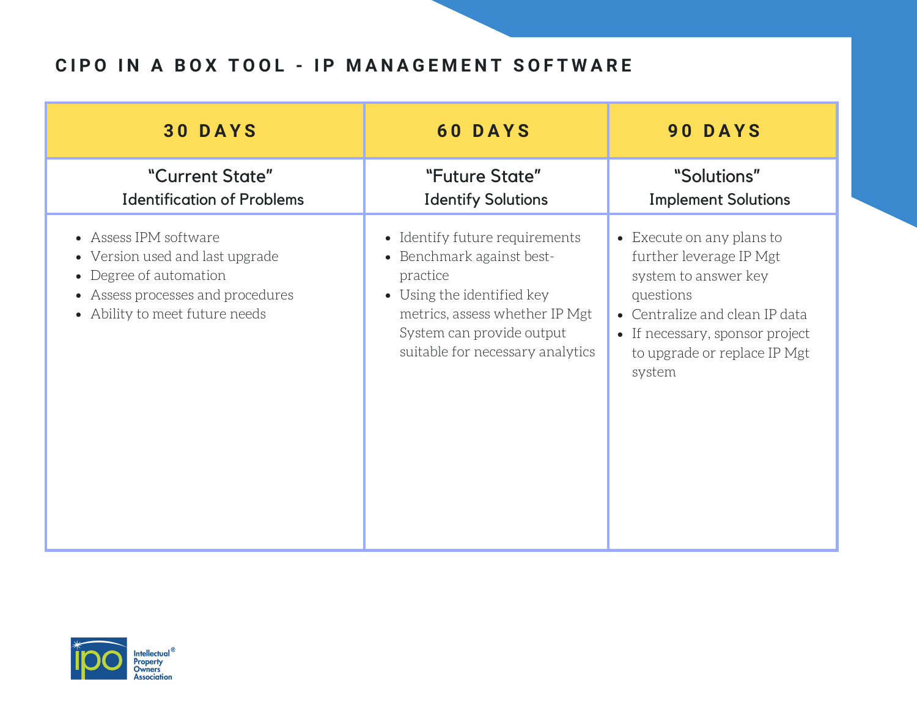## CIPO IN A BOX TOOL - IP MANAGEMENT SOFTWARE

| 30 DAYS | 60 DAYS | 90 DAYS |
|---|---|---|
| "Current State"<br>Identification of Problems | "Future State"<br>Identify Solutions | "Solutions"<br>Implement Solutions |
| • Assess IPM software<br>• Version used and last upgrade<br>• Degree of automation<br>• Assess processes and procedures<br>• Ability to meet future needs | • Identify future requirements<br>• Benchmark against best-practice<br>• Using the identified key metrics, assess whether IP Mgt System can provide output suitable for necessary analytics | • Execute on any plans to further leverage IP Mgt system to answer key questions<br>• Centralize and clean IP data<br>• If necessary, sponsor project to upgrade or replace IP Mgt system |

Intellectual® Property Owners Association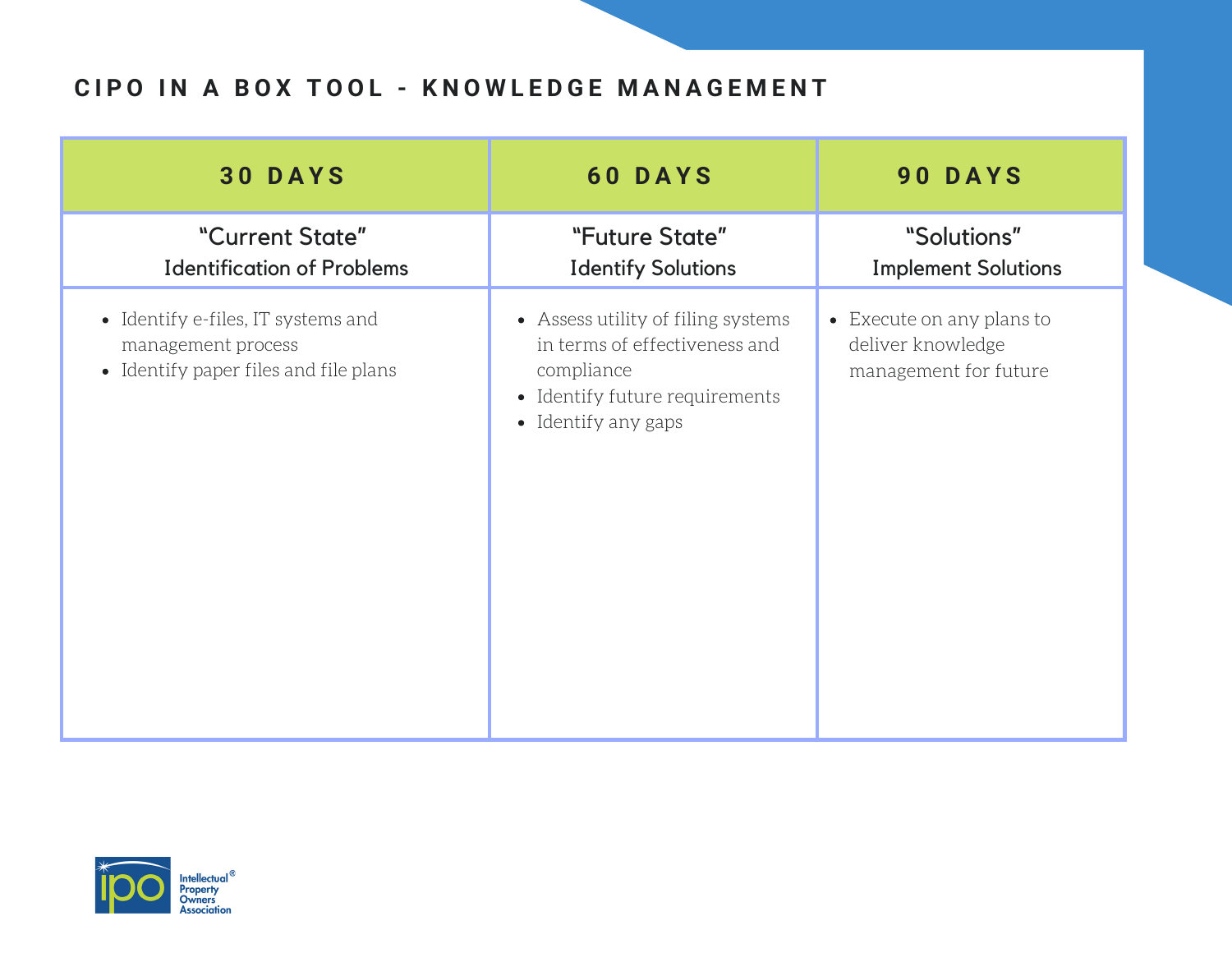## CIPO IN A BOX TOOL - KNOWLEDGE MANAGEMENT

| 30 DAYS | 60 DAYS | 90 DAYS |
|---|---|---|
| "Current State"<br>Identification of Problems | "Future State"<br>Identify Solutions | "Solutions"<br>Implement Solutions |
| • Identify e-files, IT systems and management process<br>• Identify paper files and file plans | • Assess utility of filing systems in terms of effectiveness and compliance<br>• Identify future requirements<br>• Identify any gaps | • Execute on any plans to deliver knowledge management for future |

ipo Intellectual® Property Owners Association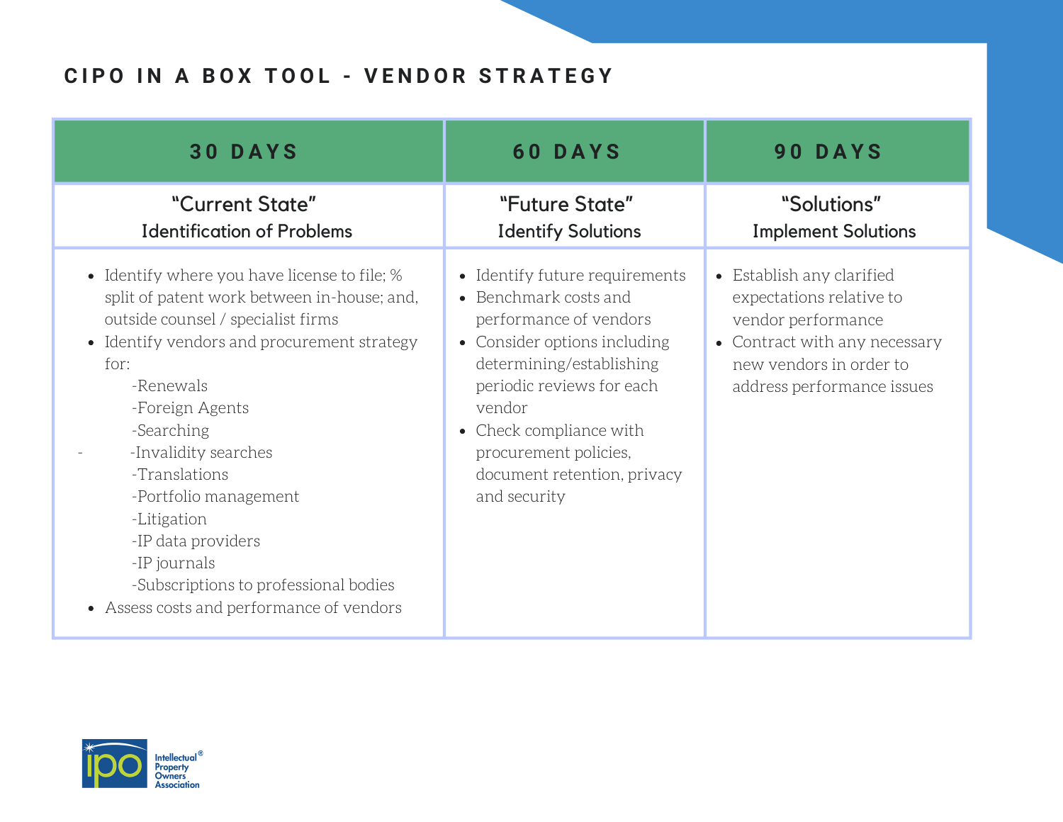## CIPO IN A BOX TOOL - VENDOR STRATEGY

| 30 DAYS | 60 DAYS | 90 DAYS |
|---|---|---|
| "Current State"<br>Identification of Problems | "Future State"<br>Identify Solutions | "Solutions"<br>Implement Solutions |
| • Identify where you have license to file; % split of patent work between in-house; and, outside counsel / specialist firms<br>• Identify vendors and procurement strategy for:<br>-Renewals<br>-Foreign Agents<br>-Searching<br>-Invalidity searches<br>-Translations<br>-Portfolio management<br>-Litigation<br>-IP data providers<br>-IP journals<br>-Subscriptions to professional bodies<br>• Assess costs and performance of vendors | • Identify future requirements<br>• Benchmark costs and performance of vendors<br>• Consider options including determining/establishing periodic reviews for each vendor<br>• Check compliance with procurement policies, document retention, privacy and security | • Establish any clarified expectations relative to vendor performance<br>• Contract with any necessary new vendors in order to address performance issues |

ipo Intellectual® Property Owners Association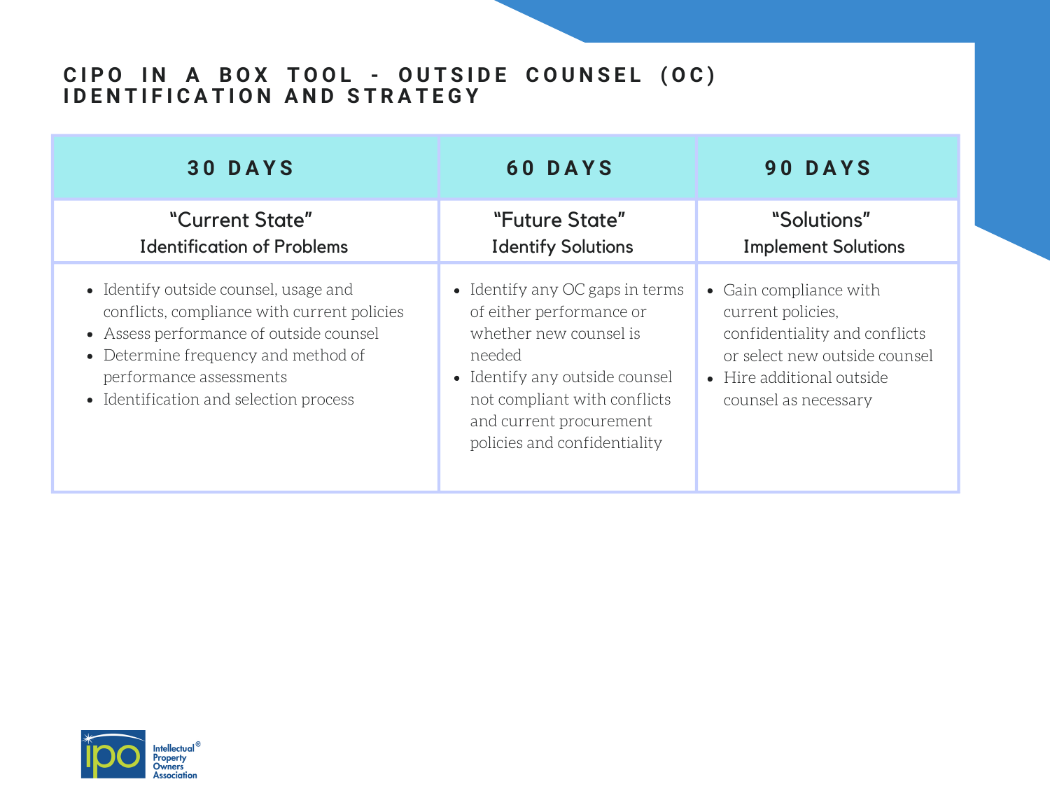# CIPO IN A BOX TOOL - OUTSIDE COUNSEL (OC) IDENTIFICATION AND STRATEGY

| 30 DAYS | 60 DAYS | 90 DAYS |
|---|---|---|
| "Current State" Identification of Problems | "Future State" Identify Solutions | "Solutions" Implement Solutions |
| • Identify outside counsel, usage and conflicts, compliance with current policies<br>• Assess performance of outside counsel<br>• Determine frequency and method of performance assessments<br>• Identification and selection process | • Identify any OC gaps in terms of either performance or whether new counsel is needed<br>• Identify any outside counsel not compliant with conflicts and current procurement policies and confidentiality | • Gain compliance with current policies, confidentiality and conflicts or select new outside counsel<br>• Hire additional outside counsel as necessary |

ipo Intellectual® Property Owners Association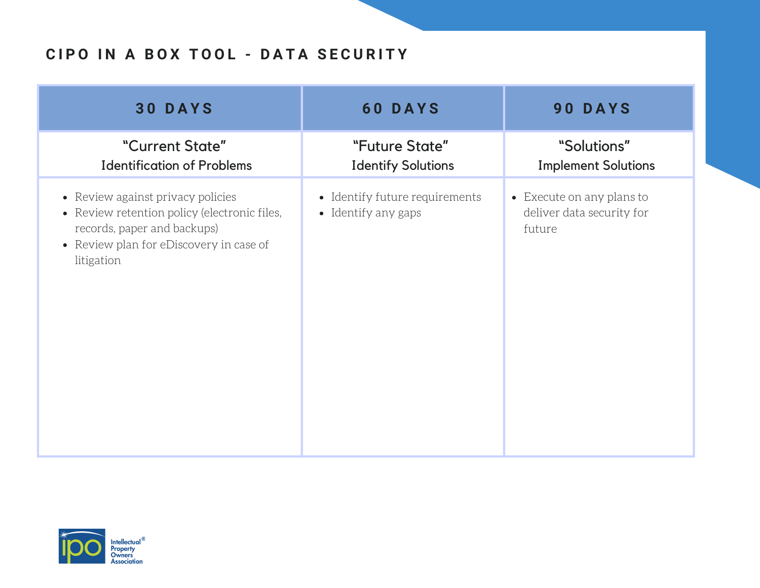# CIPO IN A BOX TOOL - DATA SECURITY

| 30 DAYS | 60 DAYS | 90 DAYS |
|---|---|---|
| "Current State" Identification of Problems | "Future State" Identify Solutions | "Solutions" Implement Solutions |
| • Review against privacy policies<br>• Review retention policy (electronic files, records, paper and backups)<br>• Review plan for eDiscovery in case of litigation | • Identify future requirements<br>• Identify any gaps | • Execute on any plans to deliver data security for future |

ipo Intellectual® Property Owners Association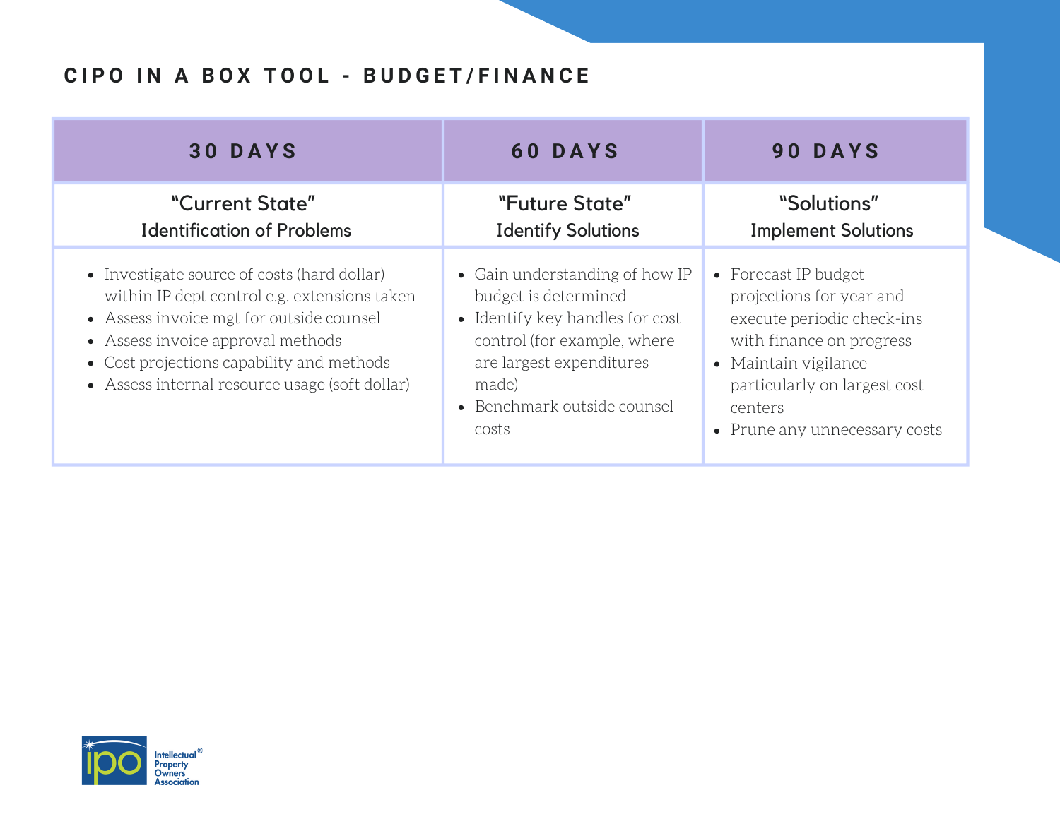## CIPO IN A BOX TOOL - BUDGET/FINANCE

| 30 DAYS | 60 DAYS | 90 DAYS |
|---|---|---|
| "Current State"<br>Identification of Problems | "Future State"<br>Identify Solutions | "Solutions"<br>Implement Solutions |
| • Investigate source of costs (hard dollar) within IP dept control e.g. extensions taken<br>• Assess invoice mgt for outside counsel<br>• Assess invoice approval methods<br>• Cost projections capability and methods<br>• Assess internal resource usage (soft dollar) | • Gain understanding of how IP budget is determined<br>• Identify key handles for cost control (for example, where are largest expenditures made)<br>• Benchmark outside counsel costs | • Forecast IP budget projections for year and execute periodic check-ins with finance on progress<br>• Maintain vigilance particularly on largest cost centers<br>• Prune any unnecessary costs |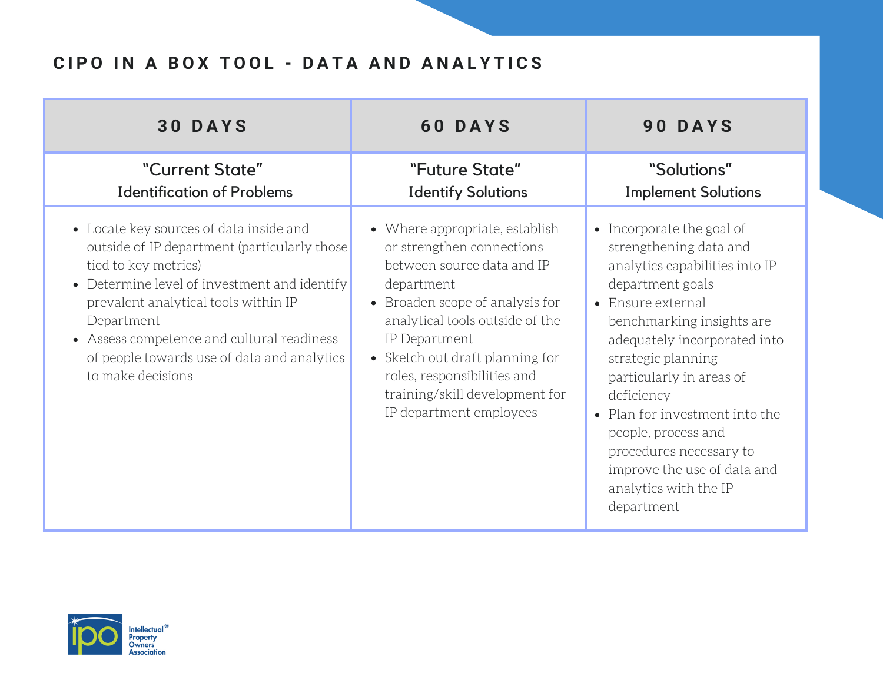## CIPO IN A BOX TOOL - DATA AND ANALYTICS

| 30 DAYS | 60 DAYS | 90 DAYS |
|---|---|---|
| **"Current State"**<br>**Identification of Problems** | **"Future State"**<br>**Identify Solutions** | **"Solutions"**<br>**Implement Solutions** |
| • Locate key sources of data inside and outside of IP department (particularly those tied to key metrics)<br>• Determine level of investment and identify prevalent analytical tools within IP Department<br>• Assess competence and cultural readiness of people towards use of data and analytics to make decisions | • Where appropriate, establish or strengthen connections between source data and IP department<br>• Broaden scope of analysis for analytical tools outside of the IP Department<br>• Sketch out draft planning for roles, responsibilities and training/skill development for IP department employees | • Incorporate the goal of strengthening data and analytics capabilities into IP department goals<br>• Ensure external benchmarking insights are adequately incorporated into strategic planning particularly in areas of deficiency<br>• Plan for investment into the people, process and procedures necessary to improve the use of data and analytics with the IP department |

Intellectual Property Owners Association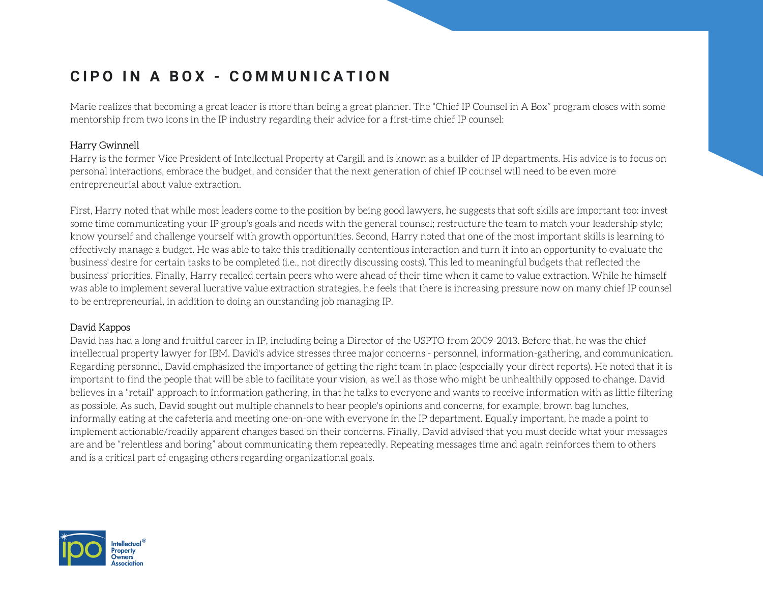## CIPO IN A BOX - COMMUNICATION

Marie realizes that becoming a great leader is more than being a great planner. The "Chief IP Counsel in A Box" program closes with some mentorship from two icons in the IP industry regarding their advice for a first-time chief IP counsel:

### Harry Gwinnell

Harry is the former Vice President of Intellectual Property at Cargill and is known as a builder of IP departments. His advice is to focus on personal interactions, embrace the budget, and consider that the next generation of chief IP counsel will need to be even more entrepreneurial about value extraction.

First, Harry noted that while most leaders come to the position by being good lawyers, he suggests that soft skills are important too: invest some time communicating your IP group's goals and needs with the general counsel; restructure the team to match your leadership style; know yourself and challenge yourself with growth opportunities. Second, Harry noted that one of the most important skills is learning to effectively manage a budget. He was able to take this traditionally contentious interaction and turn it into an opportunity to evaluate the business' desire for certain tasks to be completed (i.e., not directly discussing costs). This led to meaningful budgets that reflected the business' priorities. Finally, Harry recalled certain peers who were ahead of their time when it came to value extraction. While he himself was able to implement several lucrative value extraction strategies, he feels that there is increasing pressure now on many chief IP counsel to be entrepreneurial, in addition to doing an outstanding job managing IP.

### David Kappos

David has had a long and fruitful career in IP, including being a Director of the USPTO from 2009-2013. Before that, he was the chief intellectual property lawyer for IBM. David's advice stresses three major concerns - personnel, information-gathering, and communication. Regarding personnel, David emphasized the importance of getting the right team in place (especially your direct reports). He noted that it is important to find the people that will be able to facilitate your vision, as well as those who might be unhealthily opposed to change. David believes in a "retail" approach to information gathering, in that he talks to everyone and wants to receive information with as little filtering as possible. As such, David sought out multiple channels to hear people's opinions and concerns, for example, brown bag lunches, informally eating at the cafeteria and meeting one-on-one with everyone in the IP department. Equally important, he made a point to implement actionable/readily apparent changes based on their concerns. Finally, David advised that you must decide what your messages are and be "relentless and boring" about communicating them repeatedly. Repeating messages time and again reinforces them to others and is a critical part of engaging others regarding organizational goals.

Intellectual Property Owners Association